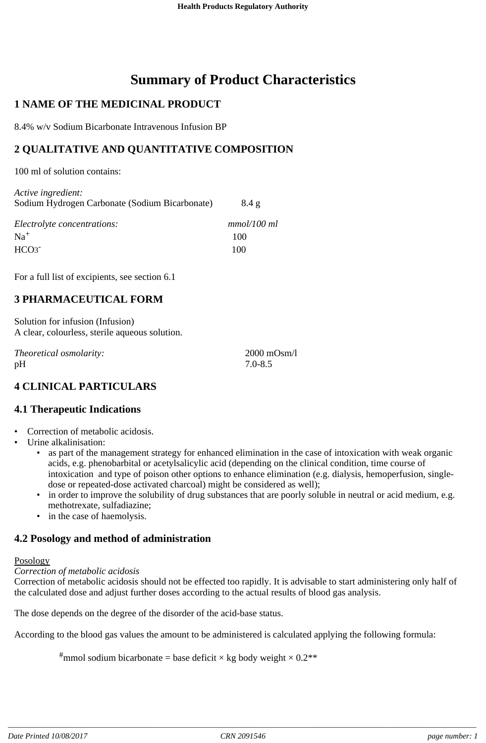# Summary of Product Characteristics

## 1 NAME OF THE MEDICINAL PRODUCT

8.4% w/v Sodium Bicarbonate Intravenous Infusion BP

## 2 QUALITATIVE AND QUANTITATIVE COMPOSITION

100 ml of solution contains:

| | |
|---|---|
| *Active ingredient:* | |
| Sodium Hydrogen Carbonate (Sodium Bicarbonate) | 8.4 g |

| *Electrolyte concentrations:* | *mmol/100 ml* |
|---|---|
| $Na^+$ | 100 |
| $HCO_3^-$ | 100 |

For a full list of excipients, see section 6.1

## 3 PHARMACEUTICAL FORM

Solution for infusion (Infusion)
A clear, colourless, sterile aqueous solution.

| | |
|---|---|
| *Theoretical osmolarity:* | 2000 mOsm/l |
| pH | 7.0-8.5 |

## 4 CLINICAL PARTICULARS

### 4.1 Therapeutic Indications

- Correction of metabolic acidosis.
- Urine alkalinisation:
  - as part of the management strategy for enhanced elimination in the case of intoxication with weak organic acids, e.g. phenobarbital or acetylsalicylic acid (depending on the clinical condition, time course of intoxication and type of poison other options to enhance elimination (e.g. dialysis, hemoperfusion, single-dose or repeated-dose activated charcoal) might be considered as well);
  - in order to improve the solubility of drug substances that are poorly soluble in neutral or acid medium, e.g. methotrexate, sulfadiazine;
  - in the case of haemolysis.

### 4.2 Posology and method of administration

Posology

*Correction of metabolic acidosis*

Correction of metabolic acidosis should not be effected too rapidly. It is advisable to start administering only half of the calculated dose and adjust further doses according to the actual results of blood gas analysis.

The dose depends on the degree of the disorder of the acid-base status.

According to the blood gas values the amount to be administered is calculated applying the following formula:

$$^{\#}\text{mmol sodium bicarbonate} = \text{base deficit} \times \text{kg body weight} \times 0.2^{**}$$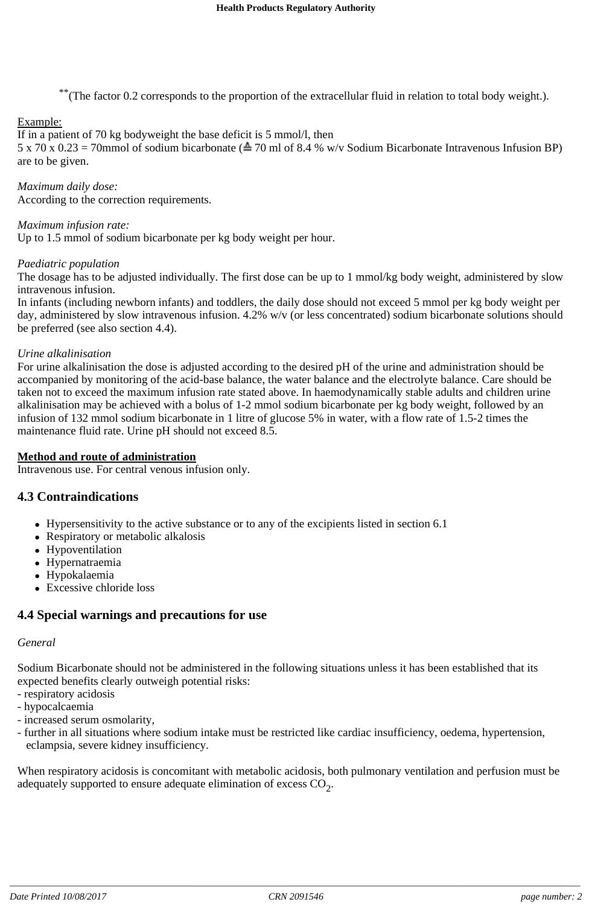**(The factor 0.2 corresponds to the proportion of the extracellular fluid in relation to total body weight.).

Example:
If in a patient of 70 kg bodyweight the base deficit is 5 mmol/l, then
5 x 70 x 0.23 = 70mmol of sodium bicarbonate (≙ 70 ml of 8.4 % w/v Sodium Bicarbonate Intravenous Infusion BP) are to be given.

*Maximum daily dose:*
According to the correction requirements.

*Maximum infusion rate:*
Up to 1.5 mmol of sodium bicarbonate per kg body weight per hour.

*Paediatric population*
The dosage has to be adjusted individually. The first dose can be up to 1 mmol/kg body weight, administered by slow intravenous infusion.
In infants (including newborn infants) and toddlers, the daily dose should not exceed 5 mmol per kg body weight per day, administered by slow intravenous infusion. 4.2% w/v (or less concentrated) sodium bicarbonate solutions should be preferred (see also section 4.4).

*Urine alkalinisation*
For urine alkalinisation the dose is adjusted according to the desired pH of the urine and administration should be accompanied by monitoring of the acid-base balance, the water balance and the electrolyte balance. Care should be taken not to exceed the maximum infusion rate stated above. In haemodynamically stable adults and children urine alkalinisation may be achieved with a bolus of 1-2 mmol sodium bicarbonate per kg body weight, followed by an infusion of 132 mmol sodium bicarbonate in 1 litre of glucose 5% in water, with a flow rate of 1.5-2 times the maintenance fluid rate. Urine pH should not exceed 8.5.

**Method and route of administration**
Intravenous use. For central venous infusion only.

## 4.3 Contraindications

- Hypersensitivity to the active substance or to any of the excipients listed in section 6.1
- Respiratory or metabolic alkalosis
- Hypoventilation
- Hypernatraemia
- Hypokalaemia
- Excessive chloride loss

## 4.4 Special warnings and precautions for use

*General*

Sodium Bicarbonate should not be administered in the following situations unless it has been established that its expected benefits clearly outweigh potential risks:
- respiratory acidosis
- hypocalcaemia
- increased serum osmolarity,
- further in all situations where sodium intake must be restricted like cardiac insufficiency, oedema, hypertension, eclampsia, severe kidney insufficiency.

When respiratory acidosis is concomitant with metabolic acidosis, both pulmonary ventilation and perfusion must be adequately supported to ensure adequate elimination of excess $CO_2$.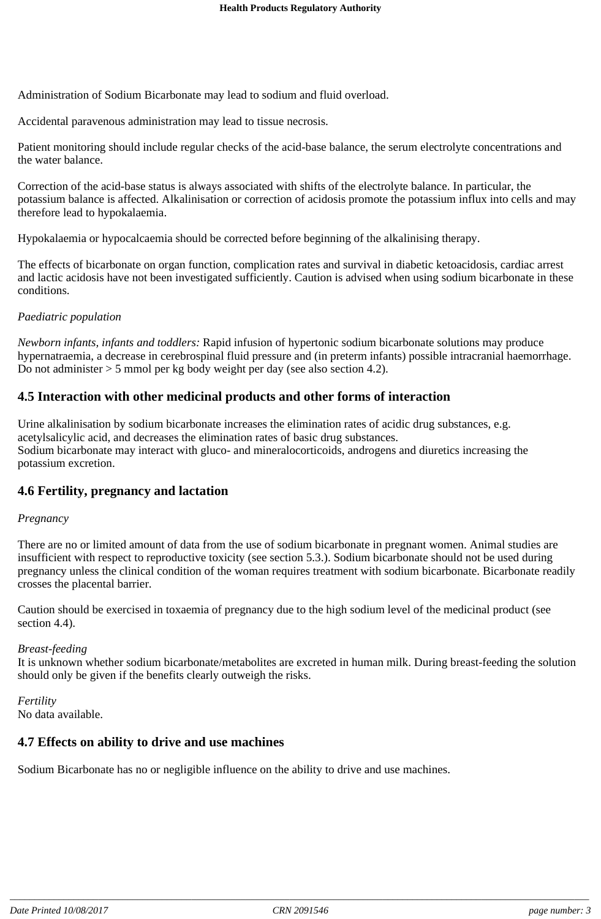Administration of Sodium Bicarbonate may lead to sodium and fluid overload.

Accidental paravenous administration may lead to tissue necrosis.

Patient monitoring should include regular checks of the acid-base balance, the serum electrolyte concentrations and the water balance.

Correction of the acid-base status is always associated with shifts of the electrolyte balance. In particular, the potassium balance is affected. Alkalinisation or correction of acidosis promote the potassium influx into cells and may therefore lead to hypokalaemia.

Hypokalaemia or hypocalcaemia should be corrected before beginning of the alkalinising therapy.

The effects of bicarbonate on organ function, complication rates and survival in diabetic ketoacidosis, cardiac arrest and lactic acidosis have not been investigated sufficiently. Caution is advised when using sodium bicarbonate in these conditions.

*Paediatric population*

*Newborn infants, infants and toddlers:* Rapid infusion of hypertonic sodium bicarbonate solutions may produce hypernatraemia, a decrease in cerebrospinal fluid pressure and (in preterm infants) possible intracranial haemorrhage. Do not administer > 5 mmol per kg body weight per day (see also section 4.2).

## 4.5 Interaction with other medicinal products and other forms of interaction

Urine alkalinisation by sodium bicarbonate increases the elimination rates of acidic drug substances, e.g. acetylsalicylic acid, and decreases the elimination rates of basic drug substances.
Sodium bicarbonate may interact with gluco- and mineralocorticoids, androgens and diuretics increasing the potassium excretion.

## 4.6 Fertility, pregnancy and lactation

*Pregnancy*

There are no or limited amount of data from the use of sodium bicarbonate in pregnant women. Animal studies are insufficient with respect to reproductive toxicity (see section 5.3.). Sodium bicarbonate should not be used during pregnancy unless the clinical condition of the woman requires treatment with sodium bicarbonate. Bicarbonate readily crosses the placental barrier.

Caution should be exercised in toxaemia of pregnancy due to the high sodium level of the medicinal product (see section 4.4).

*Breast-feeding*
It is unknown whether sodium bicarbonate/metabolites are excreted in human milk. During breast-feeding the solution should only be given if the benefits clearly outweigh the risks.

*Fertility*
No data available.

## 4.7 Effects on ability to drive and use machines

Sodium Bicarbonate has no or negligible influence on the ability to drive and use machines.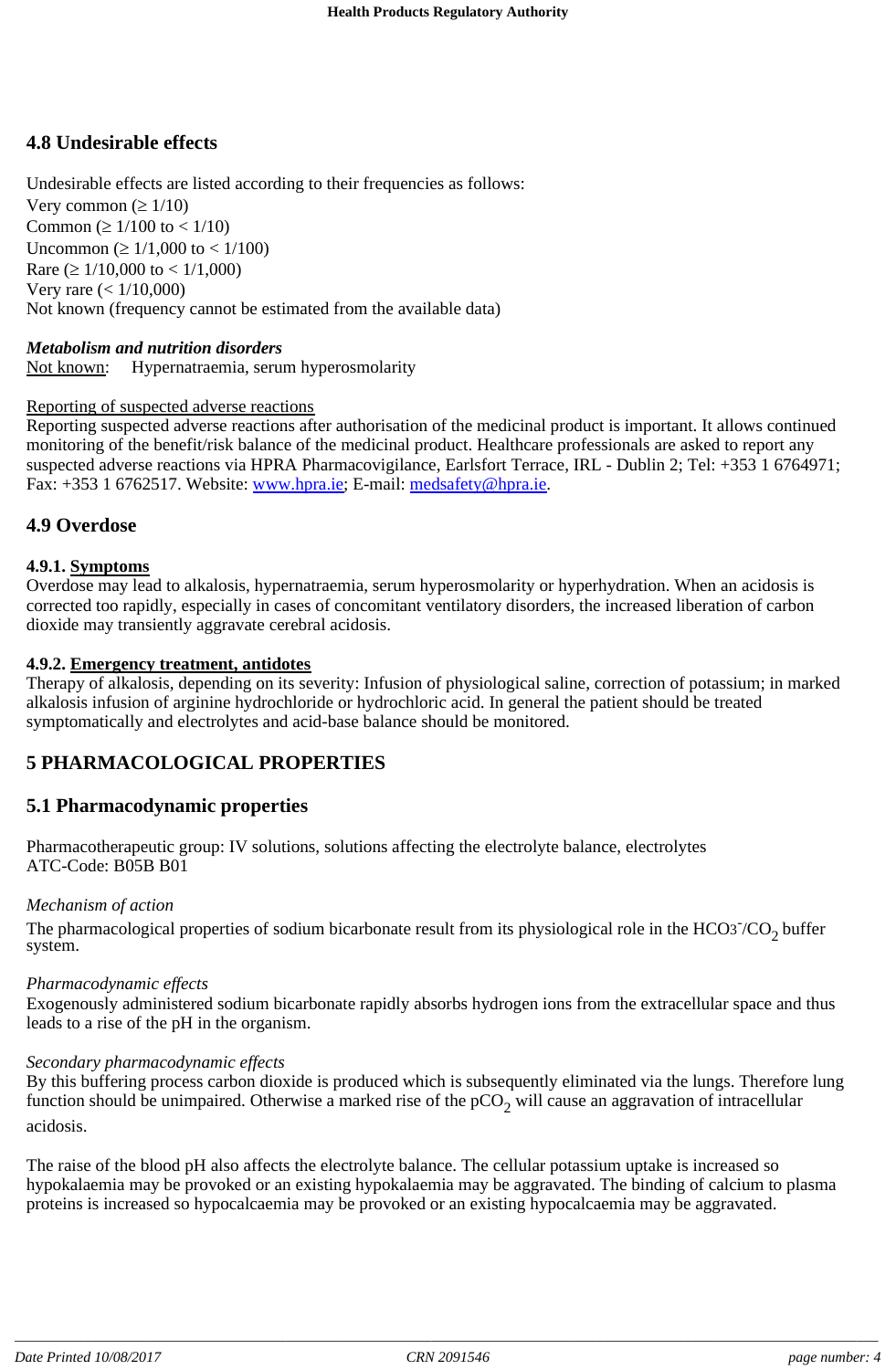## 4.8 Undesirable effects

Undesirable effects are listed according to their frequencies as follows:
Very common (≥ 1/10)
Common (≥ 1/100 to < 1/10)
Uncommon (≥ 1/1,000 to < 1/100)
Rare (≥ 1/10,000 to < 1/1,000)
Very rare (< 1/10,000)
Not known (frequency cannot be estimated from the available data)

***Metabolism and nutrition disorders***
Not known: Hypernatraemia, serum hyperosmolarity

Reporting of suspected adverse reactions
Reporting suspected adverse reactions after authorisation of the medicinal product is important. It allows continued monitoring of the benefit/risk balance of the medicinal product. Healthcare professionals are asked to report any suspected adverse reactions via HPRA Pharmacovigilance, Earlsfort Terrace, IRL - Dublin 2; Tel: +353 1 6764971; Fax: +353 1 6762517. Website: www.hpra.ie; E-mail: medsafety@hpra.ie.

## 4.9 Overdose

**4.9.1. Symptoms**
Overdose may lead to alkalosis, hypernatraemia, serum hyperosmolarity or hyperhydration. When an acidosis is corrected too rapidly, especially in cases of concomitant ventilatory disorders, the increased liberation of carbon dioxide may transiently aggravate cerebral acidosis.

**4.9.2. Emergency treatment, antidotes**
Therapy of alkalosis, depending on its severity: Infusion of physiological saline, correction of potassium; in marked alkalosis infusion of arginine hydrochloride or hydrochloric acid. In general the patient should be treated symptomatically and electrolytes and acid-base balance should be monitored.

# 5 PHARMACOLOGICAL PROPERTIES

## 5.1 Pharmacodynamic properties

Pharmacotherapeutic group: IV solutions, solutions affecting the electrolyte balance, electrolytes
ATC-Code: B05B B01

*Mechanism of action*
The pharmacological properties of sodium bicarbonate result from its physiological role in the $HCO_3^-/CO_2$ buffer system.

*Pharmacodynamic effects*
Exogenously administered sodium bicarbonate rapidly absorbs hydrogen ions from the extracellular space and thus leads to a rise of the pH in the organism.

*Secondary pharmacodynamic effects*
By this buffering process carbon dioxide is produced which is subsequently eliminated via the lungs. Therefore lung function should be unimpaired. Otherwise a marked rise of the $pCO_2$ will cause an aggravation of intracellular acidosis.

The raise of the blood pH also affects the electrolyte balance. The cellular potassium uptake is increased so hypokalaemia may be provoked or an existing hypokalaemia may be aggravated. The binding of calcium to plasma proteins is increased so hypocalcaemia may be provoked or an existing hypocalcaemia may be aggravated.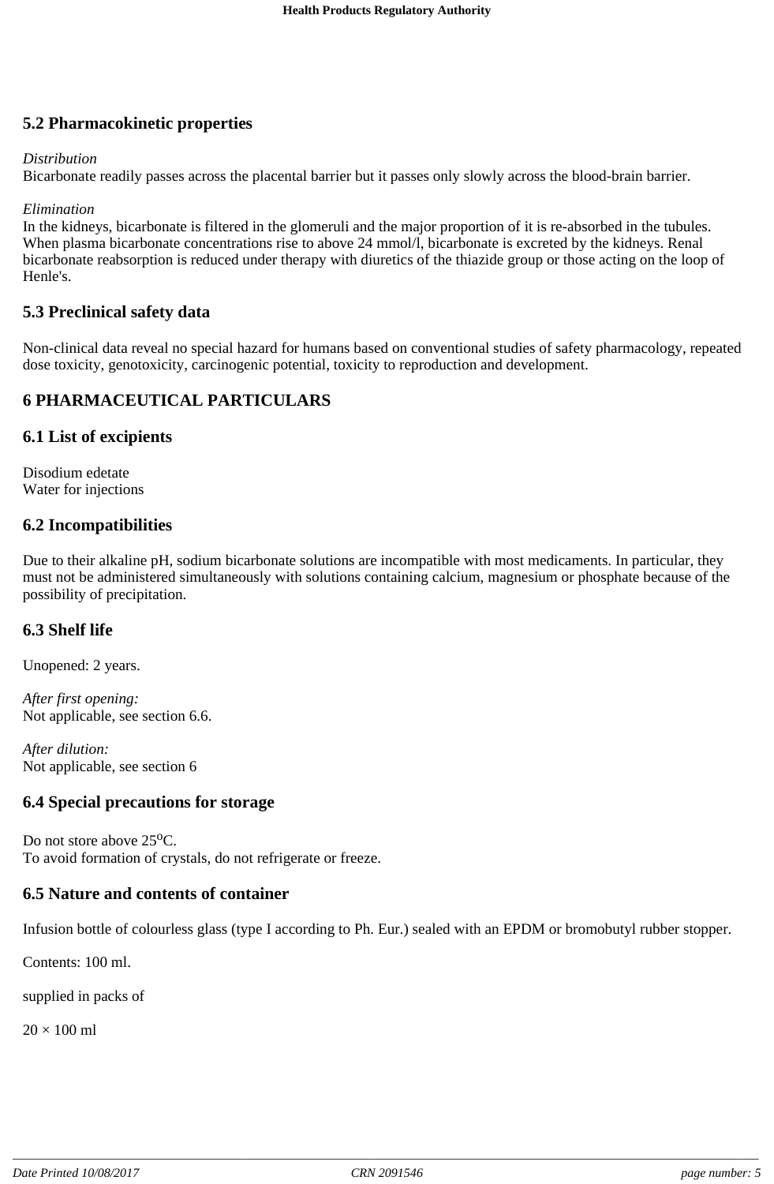## 5.2 Pharmacokinetic properties

*Distribution*
Bicarbonate readily passes across the placental barrier but it passes only slowly across the blood-brain barrier.

*Elimination*
In the kidneys, bicarbonate is filtered in the glomeruli and the major proportion of it is re-absorbed in the tubules. When plasma bicarbonate concentrations rise to above 24 mmol/l, bicarbonate is excreted by the kidneys. Renal bicarbonate reabsorption is reduced under therapy with diuretics of the thiazide group or those acting on the loop of Henle's.

## 5.3 Preclinical safety data

Non-clinical data reveal no special hazard for humans based on conventional studies of safety pharmacology, repeated dose toxicity, genotoxicity, carcinogenic potential, toxicity to reproduction and development.

# 6 PHARMACEUTICAL PARTICULARS

## 6.1 List of excipients

Disodium edetate
Water for injections

## 6.2 Incompatibilities

Due to their alkaline pH, sodium bicarbonate solutions are incompatible with most medicaments. In particular, they must not be administered simultaneously with solutions containing calcium, magnesium or phosphate because of the possibility of precipitation.

## 6.3 Shelf life

Unopened: 2 years.

*After first opening:*
Not applicable, see section 6.6.

*After dilution:*
Not applicable, see section 6

## 6.4 Special precautions for storage

Do not store above 25$^{o}$C.
To avoid formation of crystals, do not refrigerate or freeze.

## 6.5 Nature and contents of container

Infusion bottle of colourless glass (type I according to Ph. Eur.) sealed with an EPDM or bromobutyl rubber stopper.

Contents: 100 ml.

supplied in packs of

20 × 100 ml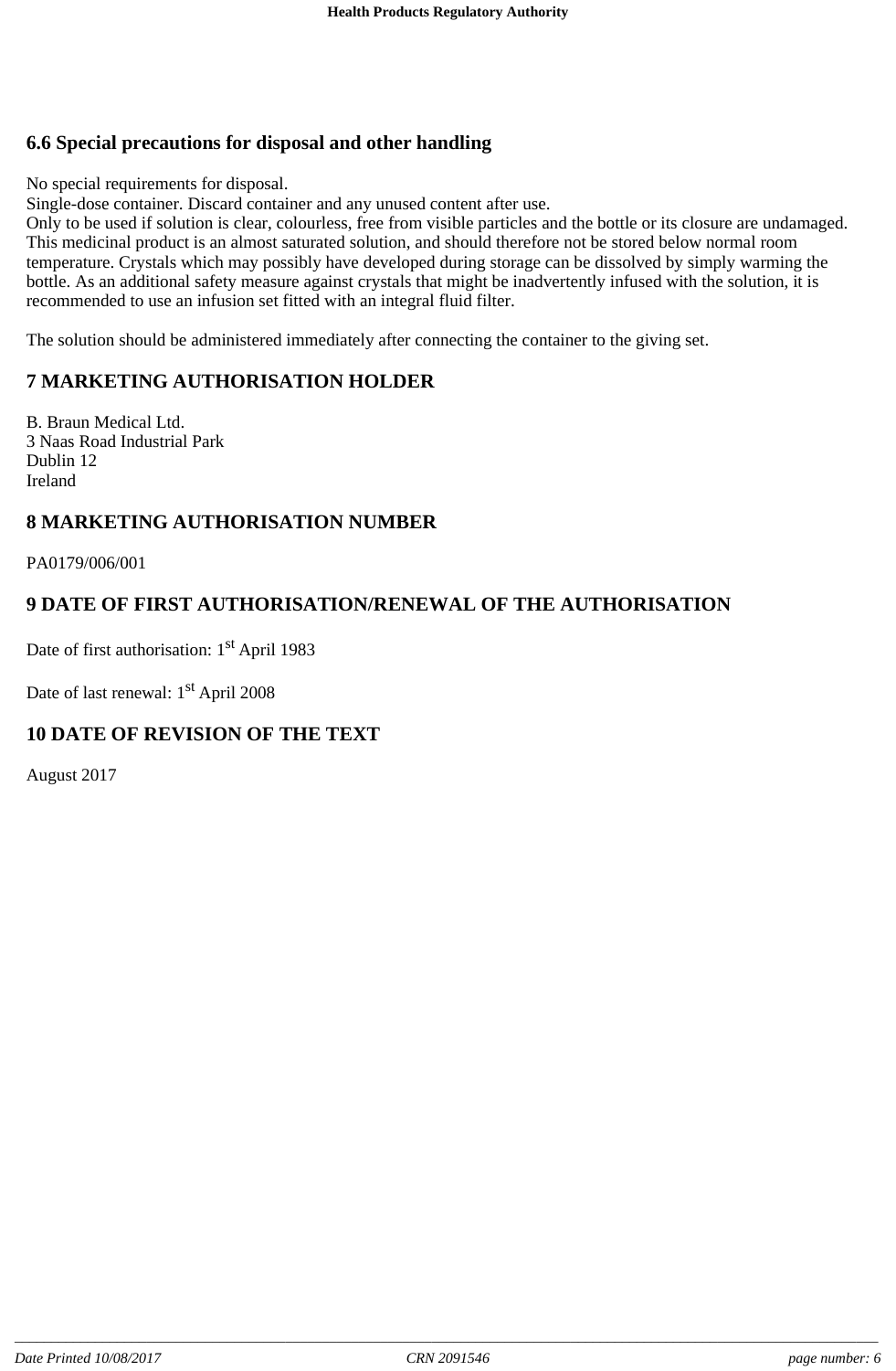## 6.6 Special precautions for disposal and other handling

No special requirements for disposal.
Single-dose container. Discard container and any unused content after use.
Only to be used if solution is clear, colourless, free from visible particles and the bottle or its closure are undamaged.
This medicinal product is an almost saturated solution, and should therefore not be stored below normal room temperature. Crystals which may possibly have developed during storage can be dissolved by simply warming the bottle. As an additional safety measure against crystals that might be inadvertently infused with the solution, it is recommended to use an infusion set fitted with an integral fluid filter.

The solution should be administered immediately after connecting the container to the giving set.

## 7 MARKETING AUTHORISATION HOLDER

B. Braun Medical Ltd.
3 Naas Road Industrial Park
Dublin 12
Ireland

## 8 MARKETING AUTHORISATION NUMBER

PA0179/006/001

## 9 DATE OF FIRST AUTHORISATION/RENEWAL OF THE AUTHORISATION

Date of first authorisation: 1st April 1983

Date of last renewal: 1st April 2008

## 10 DATE OF REVISION OF THE TEXT

August 2017